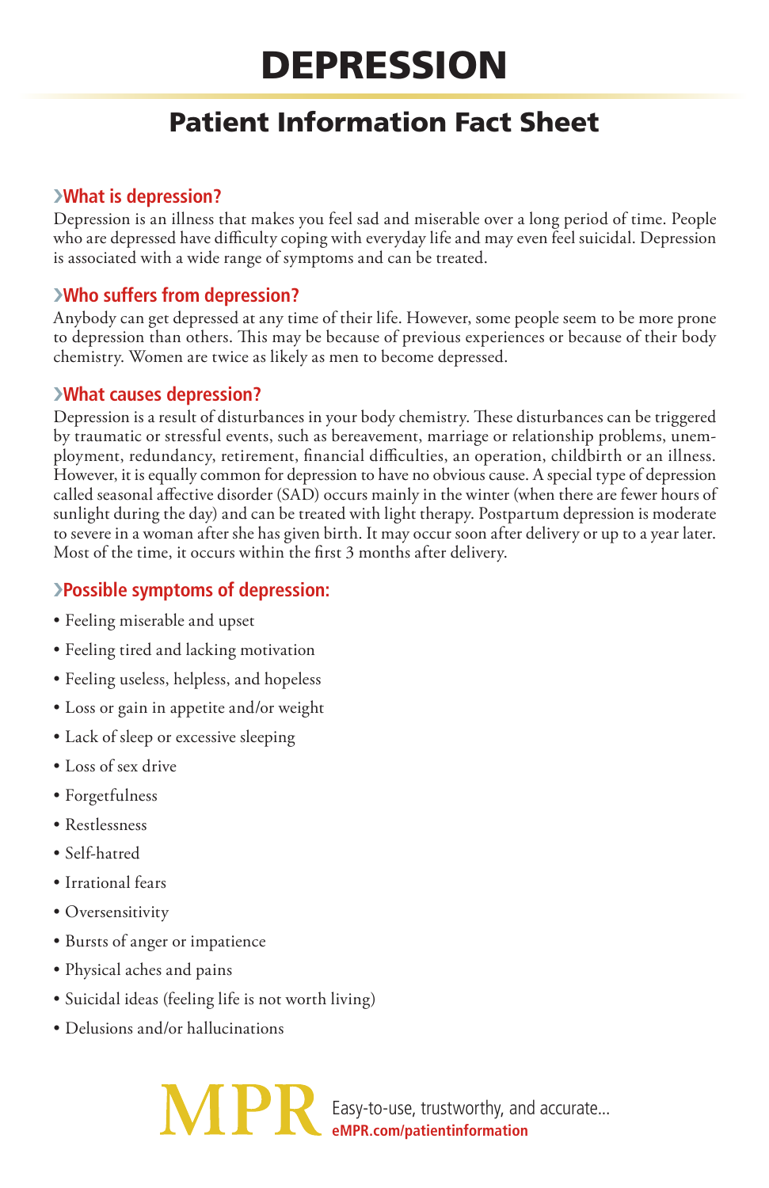# DEPRESSION

## Patient Information Fact Sheet

### What is depression?

Depression is an illness that makes you feel sad and miserable over a long period of time. People who are depressed have difficulty coping with everyday life and may even feel suicidal. Depression is associated with a wide range of symptoms and can be treated.

### Who suffers from depression?

Anybody can get depressed at any time of their life. However, some people seem to be more prone to depression than others. This may be because of previous experiences or because of their body chemistry. Women are twice as likely as men to become depressed.

### What causes depression?

Depression is a result of disturbances in your body chemistry. These disturbances can be triggered by traumatic or stressful events, such as bereavement, marriage or relationship problems, unemployment, redundancy, retirement, financial difficulties, an operation, childbirth or an illness. However, it is equally common for depression to have no obvious cause. A special type of depression called seasonal affective disorder (SAD) occurs mainly in the winter (when there are fewer hours of sunlight during the day) and can be treated with light therapy. Postpartum depression is moderate to severe in a woman after she has given birth. It may occur soon after delivery or up to a year later. Most of the time, it occurs within the first 3 months after delivery.

### Possible symptoms of depression:

- Feeling miserable and upset
- Feeling tired and lacking motivation
- Feeling useless, helpless, and hopeless
- Loss or gain in appetite and/or weight
- Lack of sleep or excessive sleeping
- Loss of sex drive
- Forgetfulness
- Restlessness
- Self-hatred
- Irrational fears
- Oversensitivity
- Bursts of anger or impatience
- Physical aches and pains
- Suicidal ideas (feeling life is not worth living)
- Delusions and/or hallucinations

MPR Easy-to-use, trustworthy, and accurate... eMPR.com/patientinformation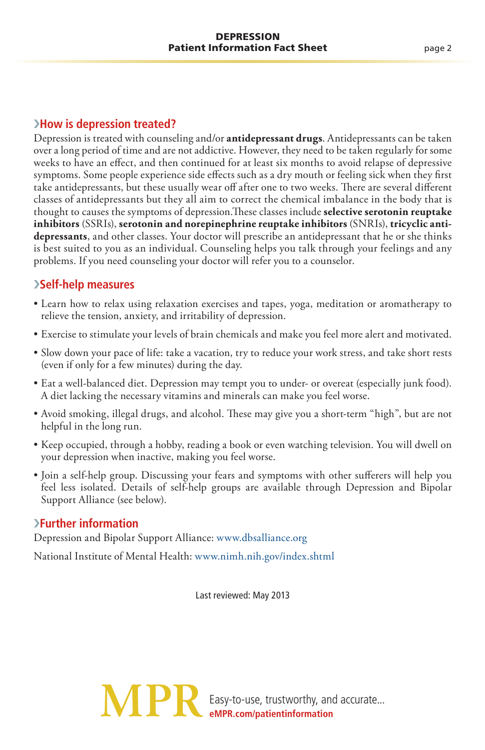## How is depression treated?

Depression is treated with counseling and/or **antidepressant drugs**. Antidepressants can be taken over a long period of time and are not addictive. However, they need to be taken regularly for some weeks to have an effect, and then continued for at least six months to avoid relapse of depressive symptoms. Some people experience side effects such as a dry mouth or feeling sick when they first take antidepressants, but these usually wear off after one to two weeks. There are several different classes of antidepressants but they all aim to correct the chemical imbalance in the body that is thought to causes the symptoms of depression.These classes include **selective serotonin reuptake inhibitors** (SSRIs), **serotonin and norepinephrine reuptake inhibitors** (SNRIs), **tricyclic antidepressants**, and other classes. Your doctor will prescribe an antidepressant that he or she thinks is best suited to you as an individual. Counseling helps you talk through your feelings and any problems. If you need counseling your doctor will refer you to a counselor.

## Self-help measures

- Learn how to relax using relaxation exercises and tapes, yoga, meditation or aromatherapy to relieve the tension, anxiety, and irritability of depression.
- Exercise to stimulate your levels of brain chemicals and make you feel more alert and motivated.
- Slow down your pace of life: take a vacation, try to reduce your work stress, and take short rests (even if only for a few minutes) during the day.
- Eat a well-balanced diet. Depression may tempt you to under- or overeat (especially junk food). A diet lacking the necessary vitamins and minerals can make you feel worse.
- Avoid smoking, illegal drugs, and alcohol. These may give you a short-term "high", but are not helpful in the long run.
- Keep occupied, through a hobby, reading a book or even watching television. You will dwell on your depression when inactive, making you feel worse.
- Join a self-help group. Discussing your fears and symptoms with other sufferers will help you feel less isolated. Details of self-help groups are available through Depression and Bipolar Support Alliance (see below).

## Further information

Depression and Bipolar Support Alliance: www.dbsalliance.org

National Institute of Mental Health: www.nimh.nih.gov/index.shtml

Last reviewed: May 2013

MPR Easy-to-use, trustworthy, and accurate...
**eMPR.com/patientinformation**